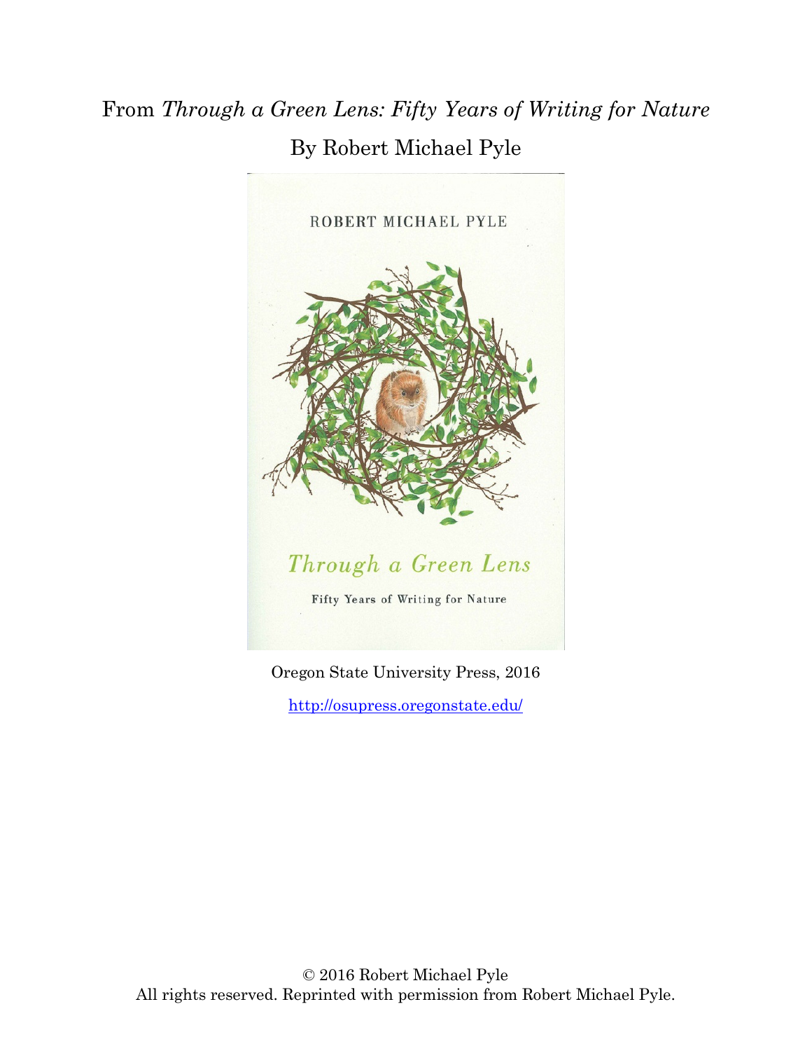From *Through a Green Lens: Fifty Years of Writing for Nature*

By Robert Michael Pyle

ROBERT MICHAEL PYLE

*Through a Green Lens*

Fifty Years of Writing for Nature

Oregon State University Press, 2016

http://osupress.oregonstate.edu/

© 2016 Robert Michael Pyle
All rights reserved. Reprinted with permission from Robert Michael Pyle.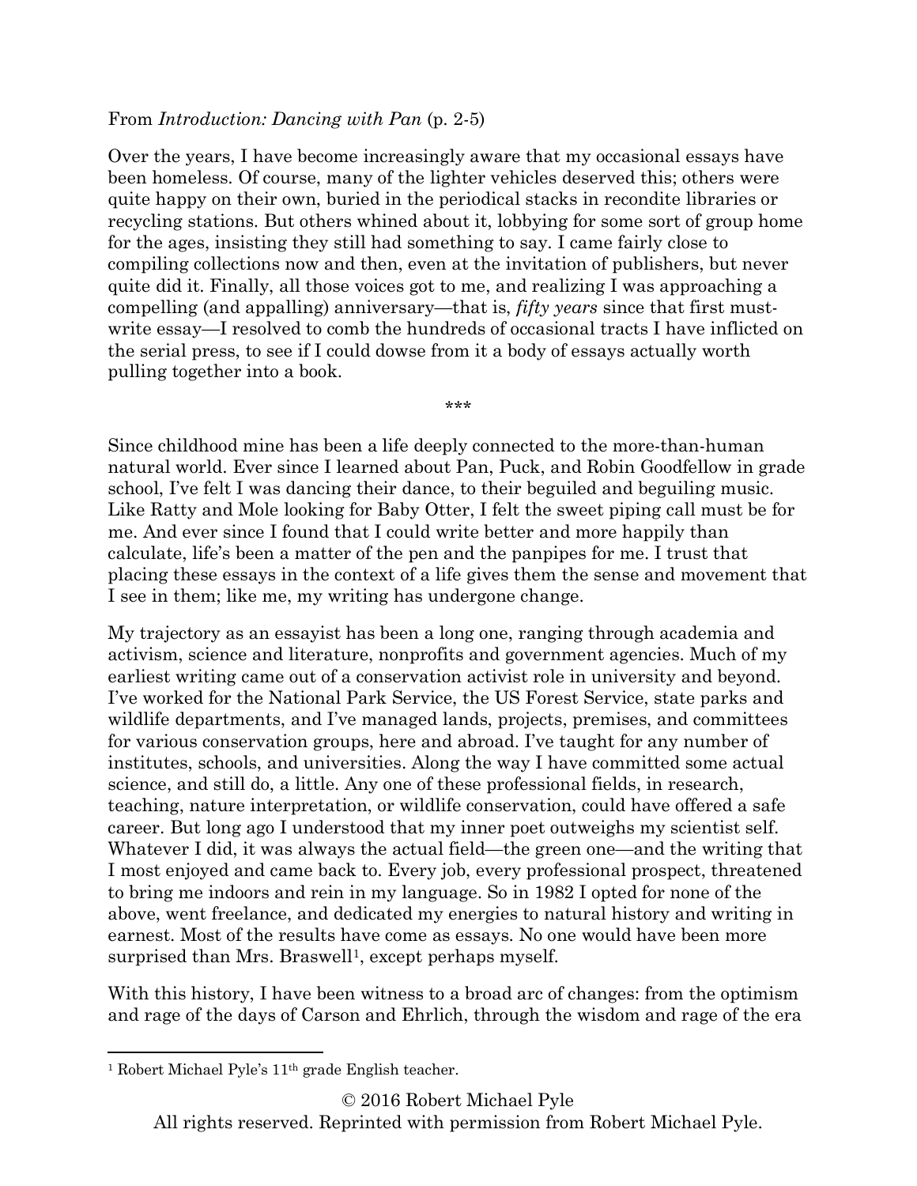From *Introduction: Dancing with Pan* (p. 2-5)

Over the years, I have become increasingly aware that my occasional essays have been homeless. Of course, many of the lighter vehicles deserved this; others were quite happy on their own, buried in the periodical stacks in recondite libraries or recycling stations. But others whined about it, lobbying for some sort of group home for the ages, insisting they still had something to say. I came fairly close to compiling collections now and then, even at the invitation of publishers, but never quite did it. Finally, all those voices got to me, and realizing I was approaching a compelling (and appalling) anniversary—that is, *fifty years* since that first must-write essay—I resolved to comb the hundreds of occasional tracts I have inflicted on the serial press, to see if I could dowse from it a body of essays actually worth pulling together into a book.

***

Since childhood mine has been a life deeply connected to the more-than-human natural world. Ever since I learned about Pan, Puck, and Robin Goodfellow in grade school, I've felt I was dancing their dance, to their beguiled and beguiling music. Like Ratty and Mole looking for Baby Otter, I felt the sweet piping call must be for me. And ever since I found that I could write better and more happily than calculate, life's been a matter of the pen and the panpipes for me. I trust that placing these essays in the context of a life gives them the sense and movement that I see in them; like me, my writing has undergone change.

My trajectory as an essayist has been a long one, ranging through academia and activism, science and literature, nonprofits and government agencies. Much of my earliest writing came out of a conservation activist role in university and beyond. I've worked for the National Park Service, the US Forest Service, state parks and wildlife departments, and I've managed lands, projects, premises, and committees for various conservation groups, here and abroad. I've taught for any number of institutes, schools, and universities. Along the way I have committed some actual science, and still do, a little. Any one of these professional fields, in research, teaching, nature interpretation, or wildlife conservation, could have offered a safe career. But long ago I understood that my inner poet outweighs my scientist self. Whatever I did, it was always the actual field—the green one—and the writing that I most enjoyed and came back to. Every job, every professional prospect, threatened to bring me indoors and rein in my language. So in 1982 I opted for none of the above, went freelance, and dedicated my energies to natural history and writing in earnest. Most of the results have come as essays. No one would have been more surprised than Mrs. Braswell[1], except perhaps myself.

With this history, I have been witness to a broad arc of changes: from the optimism and rage of the days of Carson and Ehrlich, through the wisdom and rage of the era

[1] Robert Michael Pyle's 11th grade English teacher.

© 2016 Robert Michael Pyle
All rights reserved. Reprinted with permission from Robert Michael Pyle.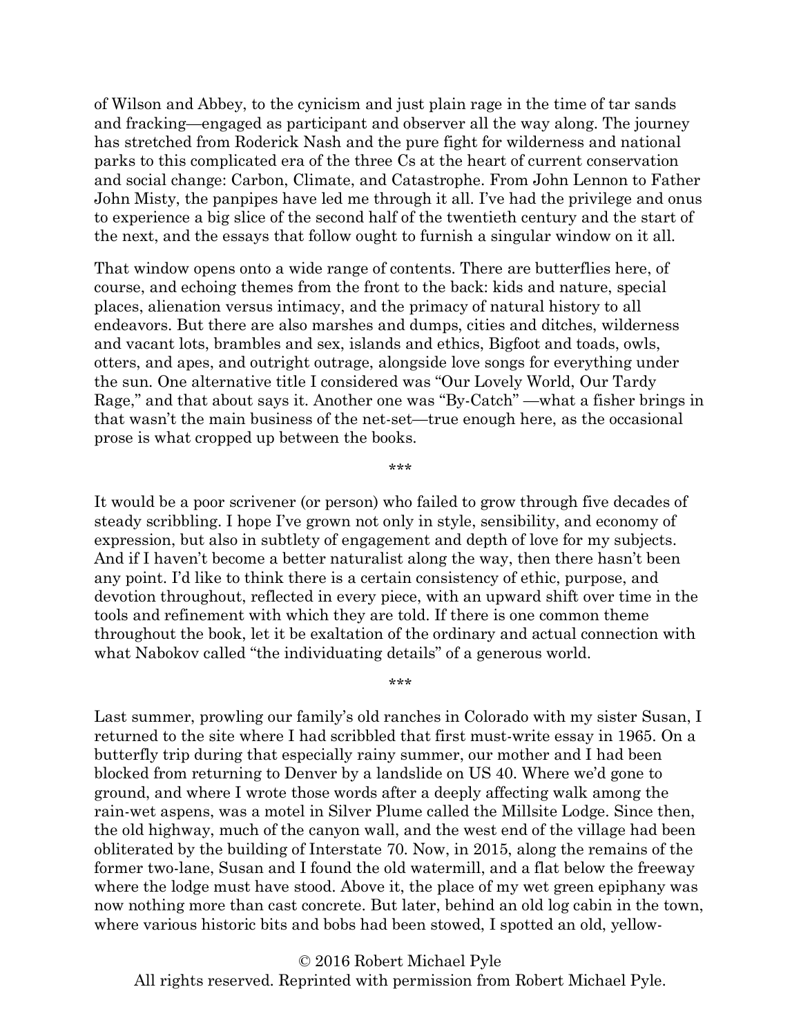of Wilson and Abbey, to the cynicism and just plain rage in the time of tar sands and fracking—engaged as participant and observer all the way along. The journey has stretched from Roderick Nash and the pure fight for wilderness and national parks to this complicated era of the three Cs at the heart of current conservation and social change: Carbon, Climate, and Catastrophe. From John Lennon to Father John Misty, the panpipes have led me through it all. I've had the privilege and onus to experience a big slice of the second half of the twentieth century and the start of the next, and the essays that follow ought to furnish a singular window on it all.

That window opens onto a wide range of contents. There are butterflies here, of course, and echoing themes from the front to the back: kids and nature, special places, alienation versus intimacy, and the primacy of natural history to all endeavors. But there are also marshes and dumps, cities and ditches, wilderness and vacant lots, brambles and sex, islands and ethics, Bigfoot and toads, owls, otters, and apes, and outright outrage, alongside love songs for everything under the sun. One alternative title I considered was "Our Lovely World, Our Tardy Rage," and that about says it. Another one was "By-Catch" —what a fisher brings in that wasn't the main business of the net-set—true enough here, as the occasional prose is what cropped up between the books.

\*\*\*

It would be a poor scrivener (or person) who failed to grow through five decades of steady scribbling. I hope I've grown not only in style, sensibility, and economy of expression, but also in subtlety of engagement and depth of love for my subjects. And if I haven't become a better naturalist along the way, then there hasn't been any point. I'd like to think there is a certain consistency of ethic, purpose, and devotion throughout, reflected in every piece, with an upward shift over time in the tools and refinement with which they are told. If there is one common theme throughout the book, let it be exaltation of the ordinary and actual connection with what Nabokov called "the individuating details" of a generous world.

\*\*\*

Last summer, prowling our family's old ranches in Colorado with my sister Susan, I returned to the site where I had scribbled that first must-write essay in 1965. On a butterfly trip during that especially rainy summer, our mother and I had been blocked from returning to Denver by a landslide on US 40. Where we'd gone to ground, and where I wrote those words after a deeply affecting walk among the rain-wet aspens, was a motel in Silver Plume called the Millsite Lodge. Since then, the old highway, much of the canyon wall, and the west end of the village had been obliterated by the building of Interstate 70. Now, in 2015, along the remains of the former two-lane, Susan and I found the old watermill, and a flat below the freeway where the lodge must have stood. Above it, the place of my wet green epiphany was now nothing more than cast concrete. But later, behind an old log cabin in the town, where various historic bits and bobs had been stowed, I spotted an old, yellow-

© 2016 Robert Michael Pyle
All rights reserved. Reprinted with permission from Robert Michael Pyle.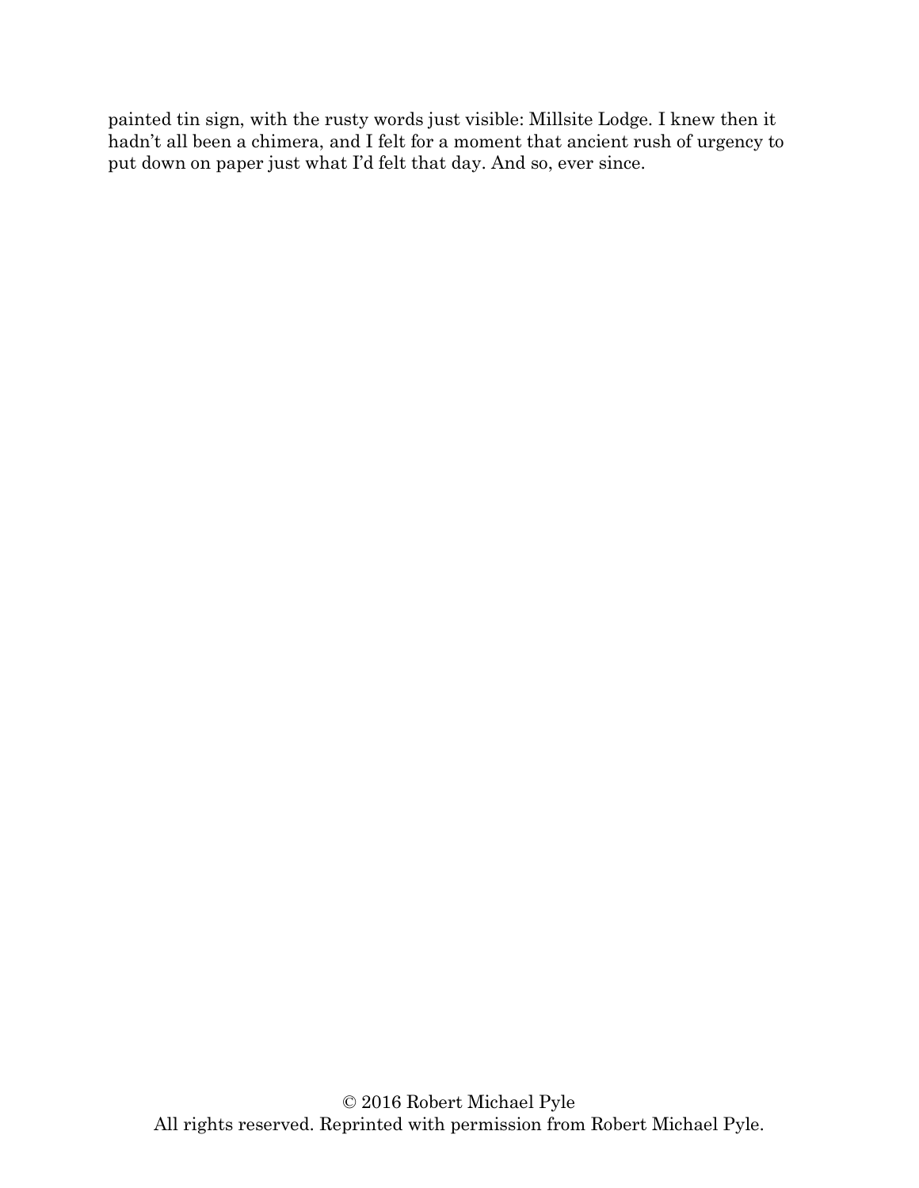painted tin sign, with the rusty words just visible: Millsite Lodge. I knew then it hadn't all been a chimera, and I felt for a moment that ancient rush of urgency to put down on paper just what I'd felt that day. And so, ever since.

© 2016 Robert Michael Pyle
All rights reserved. Reprinted with permission from Robert Michael Pyle.